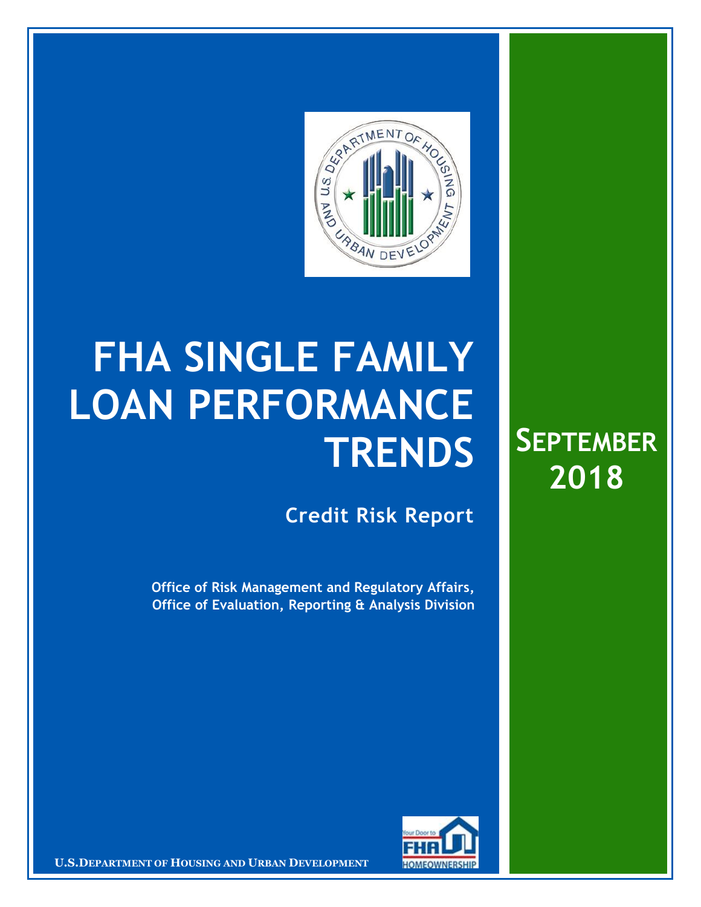# FHA SINGLE FAMILY LOAN PERFORMANCE TRENDS

## Credit Risk Report

**Office of Risk Management and Regulatory Affairs, Office of Evaluation, Reporting & Analysis Division**

**SEPTEMBER 2018**

**U.S. DEPARTMENT OF HOUSING AND URBAN DEVELOPMENT**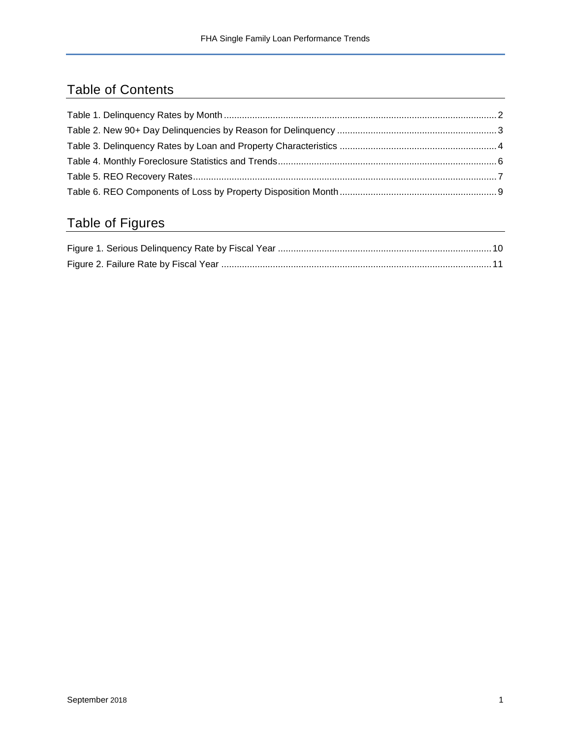## Table of Contents

Table 1. Delinquency Rates by Month .......... 2
Table 2. New 90+ Day Delinquencies by Reason for Delinquency .......... 3
Table 3. Delinquency Rates by Loan and Property Characteristics .......... 4
Table 4. Monthly Foreclosure Statistics and Trends .......... 6
Table 5. REO Recovery Rates .......... 7
Table 6. REO Components of Loss by Property Disposition Month .......... 9

## Table of Figures

Figure 1. Serious Delinquency Rate by Fiscal Year .......... 10
Figure 2. Failure Rate by Fiscal Year .......... 11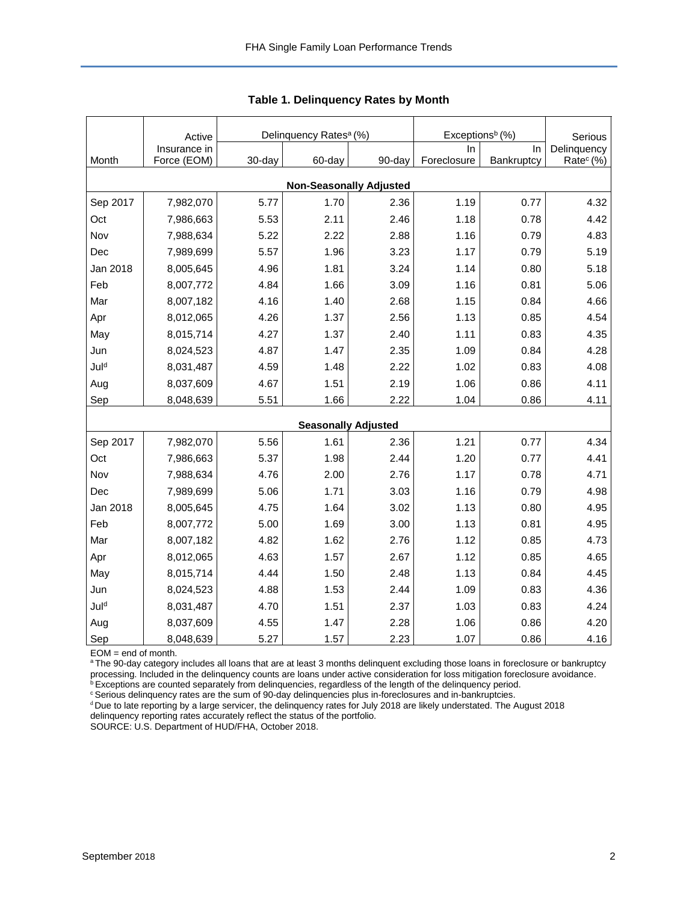## Table 1. Delinquency Rates by Month

| Month | Active Insurance in Force (EOM) | Delinquency Rates[a] (%) | | | Exceptions[b] (%) | | Serious Delinquency Rate[c] (%) |
|---|---|---|---|---|---|---|---|
| | | 30-day | 60-day | 90-day | In Foreclosure | In Bankruptcy | |
| **Non-Seasonally Adjusted** | | | | | | | |
| Sep 2017 | 7,982,070 | 5.77 | 1.70 | 2.36 | 1.19 | 0.77 | 4.32 |
| Oct | 7,986,663 | 5.53 | 2.11 | 2.46 | 1.18 | 0.78 | 4.42 |
| Nov | 7,988,634 | 5.22 | 2.22 | 2.88 | 1.16 | 0.79 | 4.83 |
| Dec | 7,989,699 | 5.57 | 1.96 | 3.23 | 1.17 | 0.79 | 5.19 |
| Jan 2018 | 8,005,645 | 4.96 | 1.81 | 3.24 | 1.14 | 0.80 | 5.18 |
| Feb | 8,007,772 | 4.84 | 1.66 | 3.09 | 1.16 | 0.81 | 5.06 |
| Mar | 8,007,182 | 4.16 | 1.40 | 2.68 | 1.15 | 0.84 | 4.66 |
| Apr | 8,012,065 | 4.26 | 1.37 | 2.56 | 1.13 | 0.85 | 4.54 |
| May | 8,015,714 | 4.27 | 1.37 | 2.40 | 1.11 | 0.83 | 4.35 |
| Jun | 8,024,523 | 4.87 | 1.47 | 2.35 | 1.09 | 0.84 | 4.28 |
| Jul[d] | 8,031,487 | 4.59 | 1.48 | 2.22 | 1.02 | 0.83 | 4.08 |
| Aug | 8,037,609 | 4.67 | 1.51 | 2.19 | 1.06 | 0.86 | 4.11 |
| Sep | 8,048,639 | 5.51 | 1.66 | 2.22 | 1.04 | 0.86 | 4.11 |
| **Seasonally Adjusted** | | | | | | | |
| Sep 2017 | 7,982,070 | 5.56 | 1.61 | 2.36 | 1.21 | 0.77 | 4.34 |
| Oct | 7,986,663 | 5.37 | 1.98 | 2.44 | 1.20 | 0.77 | 4.41 |
| Nov | 7,988,634 | 4.76 | 2.00 | 2.76 | 1.17 | 0.78 | 4.71 |
| Dec | 7,989,699 | 5.06 | 1.71 | 3.03 | 1.16 | 0.79 | 4.98 |
| Jan 2018 | 8,005,645 | 4.75 | 1.64 | 3.02 | 1.13 | 0.80 | 4.95 |
| Feb | 8,007,772 | 5.00 | 1.69 | 3.00 | 1.13 | 0.81 | 4.95 |
| Mar | 8,007,182 | 4.82 | 1.62 | 2.76 | 1.12 | 0.85 | 4.73 |
| Apr | 8,012,065 | 4.63 | 1.57 | 2.67 | 1.12 | 0.85 | 4.65 |
| May | 8,015,714 | 4.44 | 1.50 | 2.48 | 1.13 | 0.84 | 4.45 |
| Jun | 8,024,523 | 4.88 | 1.53 | 2.44 | 1.09 | 0.83 | 4.36 |
| Jul[d] | 8,031,487 | 4.70 | 1.51 | 2.37 | 1.03 | 0.83 | 4.24 |
| Aug | 8,037,609 | 4.55 | 1.47 | 2.28 | 1.06 | 0.86 | 4.20 |
| Sep | 8,048,639 | 5.27 | 1.57 | 2.23 | 1.07 | 0.86 | 4.16 |

EOM = end of month.

[a] The 90-day category includes all loans that are at least 3 months delinquent excluding those loans in foreclosure or bankruptcy processing. Included in the delinquency counts are loans under active consideration for loss mitigation foreclosure avoidance.

[b] Exceptions are counted separately from delinquencies, regardless of the length of the delinquency period.

[c] Serious delinquency rates are the sum of 90-day delinquencies plus in-foreclosures and in-bankruptcies.

[d] Due to late reporting by a large servicer, the delinquency rates for July 2018 are likely understated. The August 2018 delinquency reporting rates accurately reflect the status of the portfolio.

SOURCE: U.S. Department of HUD/FHA, October 2018.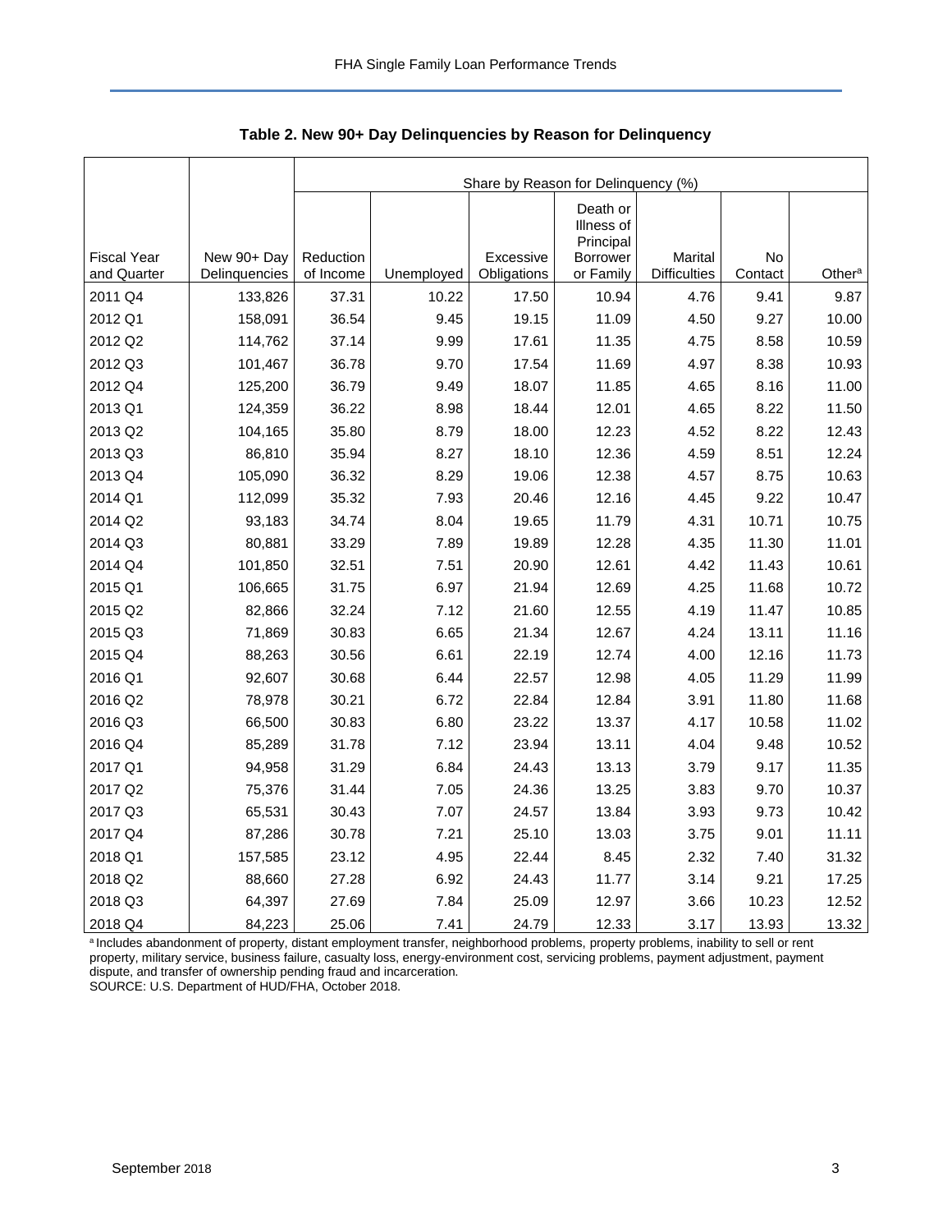**Table 2. New 90+ Day Delinquencies by Reason for Delinquency**

| | | Share by Reason for Delinquency (%) | | | | | | |
|---|---|---|---|---|---|---|---|---|
| Fiscal Year and Quarter | New 90+ Day Delinquencies | Reduction of Income | Unemployed | Excessive Obligations | Death or Illness of Principal Borrower or Family | Marital Difficulties | No Contact | Other[a] |
| 2011 Q4 | 133,826 | 37.31 | 10.22 | 17.50 | 10.94 | 4.76 | 9.41 | 9.87 |
| 2012 Q1 | 158,091 | 36.54 | 9.45 | 19.15 | 11.09 | 4.50 | 9.27 | 10.00 |
| 2012 Q2 | 114,762 | 37.14 | 9.99 | 17.61 | 11.35 | 4.75 | 8.58 | 10.59 |
| 2012 Q3 | 101,467 | 36.78 | 9.70 | 17.54 | 11.69 | 4.97 | 8.38 | 10.93 |
| 2012 Q4 | 125,200 | 36.79 | 9.49 | 18.07 | 11.85 | 4.65 | 8.16 | 11.00 |
| 2013 Q1 | 124,359 | 36.22 | 8.98 | 18.44 | 12.01 | 4.65 | 8.22 | 11.50 |
| 2013 Q2 | 104,165 | 35.80 | 8.79 | 18.00 | 12.23 | 4.52 | 8.22 | 12.43 |
| 2013 Q3 | 86,810 | 35.94 | 8.27 | 18.10 | 12.36 | 4.59 | 8.51 | 12.24 |
| 2013 Q4 | 105,090 | 36.32 | 8.29 | 19.06 | 12.38 | 4.57 | 8.75 | 10.63 |
| 2014 Q1 | 112,099 | 35.32 | 7.93 | 20.46 | 12.16 | 4.45 | 9.22 | 10.47 |
| 2014 Q2 | 93,183 | 34.74 | 8.04 | 19.65 | 11.79 | 4.31 | 10.71 | 10.75 |
| 2014 Q3 | 80,881 | 33.29 | 7.89 | 19.89 | 12.28 | 4.35 | 11.30 | 11.01 |
| 2014 Q4 | 101,850 | 32.51 | 7.51 | 20.90 | 12.61 | 4.42 | 11.43 | 10.61 |
| 2015 Q1 | 106,665 | 31.75 | 6.97 | 21.94 | 12.69 | 4.25 | 11.68 | 10.72 |
| 2015 Q2 | 82,866 | 32.24 | 7.12 | 21.60 | 12.55 | 4.19 | 11.47 | 10.85 |
| 2015 Q3 | 71,869 | 30.83 | 6.65 | 21.34 | 12.67 | 4.24 | 13.11 | 11.16 |
| 2015 Q4 | 88,263 | 30.56 | 6.61 | 22.19 | 12.74 | 4.00 | 12.16 | 11.73 |
| 2016 Q1 | 92,607 | 30.68 | 6.44 | 22.57 | 12.98 | 4.05 | 11.29 | 11.99 |
| 2016 Q2 | 78,978 | 30.21 | 6.72 | 22.84 | 12.84 | 3.91 | 11.80 | 11.68 |
| 2016 Q3 | 66,500 | 30.83 | 6.80 | 23.22 | 13.37 | 4.17 | 10.58 | 11.02 |
| 2016 Q4 | 85,289 | 31.78 | 7.12 | 23.94 | 13.11 | 4.04 | 9.48 | 10.52 |
| 2017 Q1 | 94,958 | 31.29 | 6.84 | 24.43 | 13.13 | 3.79 | 9.17 | 11.35 |
| 2017 Q2 | 75,376 | 31.44 | 7.05 | 24.36 | 13.25 | 3.83 | 9.70 | 10.37 |
| 2017 Q3 | 65,531 | 30.43 | 7.07 | 24.57 | 13.84 | 3.93 | 9.73 | 10.42 |
| 2017 Q4 | 87,286 | 30.78 | 7.21 | 25.10 | 13.03 | 3.75 | 9.01 | 11.11 |
| 2018 Q1 | 157,585 | 23.12 | 4.95 | 22.44 | 8.45 | 2.32 | 7.40 | 31.32 |
| 2018 Q2 | 88,660 | 27.28 | 6.92 | 24.43 | 11.77 | 3.14 | 9.21 | 17.25 |
| 2018 Q3 | 64,397 | 27.69 | 7.84 | 25.09 | 12.97 | 3.66 | 10.23 | 12.52 |
| 2018 Q4 | 84,223 | 25.06 | 7.41 | 24.79 | 12.33 | 3.17 | 13.93 | 13.32 |

[a] Includes abandonment of property, distant employment transfer, neighborhood problems, property problems, inability to sell or rent property, military service, business failure, casualty loss, energy-environment cost, servicing problems, payment adjustment, payment dispute, and transfer of ownership pending fraud and incarceration.

SOURCE: U.S. Department of HUD/FHA, October 2018.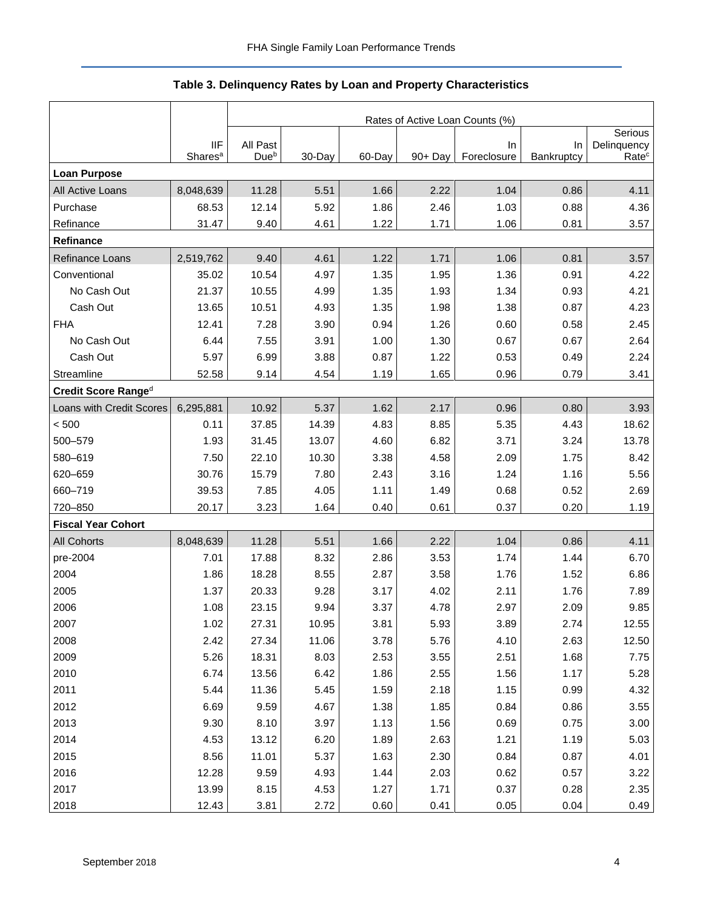**Table 3. Delinquency Rates by Loan and Property Characteristics**

| | | Rates of Active Loan Counts (%) | | | | | | |
|---|---|---|---|---|---|---|---|---|
| | IIF Shares[a] | All Past Due[b] | 30-Day | 60-Day | 90+ Day | In Foreclosure | In Bankruptcy | Serious Delinquency Rate[c] |
| **Loan Purpose** | | | | | | | | |
| All Active Loans | 8,048,639 | 11.28 | 5.51 | 1.66 | 2.22 | 1.04 | 0.86 | 4.11 |
| Purchase | 68.53 | 12.14 | 5.92 | 1.86 | 2.46 | 1.03 | 0.88 | 4.36 |
| Refinance | 31.47 | 9.40 | 4.61 | 1.22 | 1.71 | 1.06 | 0.81 | 3.57 |
| **Refinance** | | | | | | | | |
| Refinance Loans | 2,519,762 | 9.40 | 4.61 | 1.22 | 1.71 | 1.06 | 0.81 | 3.57 |
| Conventional | 35.02 | 10.54 | 4.97 | 1.35 | 1.95 | 1.36 | 0.91 | 4.22 |
| No Cash Out | 21.37 | 10.55 | 4.99 | 1.35 | 1.93 | 1.34 | 0.93 | 4.21 |
| Cash Out | 13.65 | 10.51 | 4.93 | 1.35 | 1.98 | 1.38 | 0.87 | 4.23 |
| FHA | 12.41 | 7.28 | 3.90 | 0.94 | 1.26 | 0.60 | 0.58 | 2.45 |
| No Cash Out | 6.44 | 7.55 | 3.91 | 1.00 | 1.30 | 0.67 | 0.67 | 2.64 |
| Cash Out | 5.97 | 6.99 | 3.88 | 0.87 | 1.22 | 0.53 | 0.49 | 2.24 |
| Streamline | 52.58 | 9.14 | 4.54 | 1.19 | 1.65 | 0.96 | 0.79 | 3.41 |
| **Credit Score Range[d]** | | | | | | | | |
| Loans with Credit Scores | 6,295,881 | 10.92 | 5.37 | 1.62 | 2.17 | 0.96 | 0.80 | 3.93 |
| < 500 | 0.11 | 37.85 | 14.39 | 4.83 | 8.85 | 5.35 | 4.43 | 18.62 |
| 500–579 | 1.93 | 31.45 | 13.07 | 4.60 | 6.82 | 3.71 | 3.24 | 13.78 |
| 580–619 | 7.50 | 22.10 | 10.30 | 3.38 | 4.58 | 2.09 | 1.75 | 8.42 |
| 620–659 | 30.76 | 15.79 | 7.80 | 2.43 | 3.16 | 1.24 | 1.16 | 5.56 |
| 660–719 | 39.53 | 7.85 | 4.05 | 1.11 | 1.49 | 0.68 | 0.52 | 2.69 |
| 720–850 | 20.17 | 3.23 | 1.64 | 0.40 | 0.61 | 0.37 | 0.20 | 1.19 |
| **Fiscal Year Cohort** | | | | | | | | |
| All Cohorts | 8,048,639 | 11.28 | 5.51 | 1.66 | 2.22 | 1.04 | 0.86 | 4.11 |
| pre-2004 | 7.01 | 17.88 | 8.32 | 2.86 | 3.53 | 1.74 | 1.44 | 6.70 |
| 2004 | 1.86 | 18.28 | 8.55 | 2.87 | 3.58 | 1.76 | 1.52 | 6.86 |
| 2005 | 1.37 | 20.33 | 9.28 | 3.17 | 4.02 | 2.11 | 1.76 | 7.89 |
| 2006 | 1.08 | 23.15 | 9.94 | 3.37 | 4.78 | 2.97 | 2.09 | 9.85 |
| 2007 | 1.02 | 27.31 | 10.95 | 3.81 | 5.93 | 3.89 | 2.74 | 12.55 |
| 2008 | 2.42 | 27.34 | 11.06 | 3.78 | 5.76 | 4.10 | 2.63 | 12.50 |
| 2009 | 5.26 | 18.31 | 8.03 | 2.53 | 3.55 | 2.51 | 1.68 | 7.75 |
| 2010 | 6.74 | 13.56 | 6.42 | 1.86 | 2.55 | 1.56 | 1.17 | 5.28 |
| 2011 | 5.44 | 11.36 | 5.45 | 1.59 | 2.18 | 1.15 | 0.99 | 4.32 |
| 2012 | 6.69 | 9.59 | 4.67 | 1.38 | 1.85 | 0.84 | 0.86 | 3.55 |
| 2013 | 9.30 | 8.10 | 3.97 | 1.13 | 1.56 | 0.69 | 0.75 | 3.00 |
| 2014 | 4.53 | 13.12 | 6.20 | 1.89 | 2.63 | 1.21 | 1.19 | 5.03 |
| 2015 | 8.56 | 11.01 | 5.37 | 1.63 | 2.30 | 0.84 | 0.87 | 4.01 |
| 2016 | 12.28 | 9.59 | 4.93 | 1.44 | 2.03 | 0.62 | 0.57 | 3.22 |
| 2017 | 13.99 | 8.15 | 4.53 | 1.27 | 1.71 | 0.37 | 0.28 | 2.35 |
| 2018 | 12.43 | 3.81 | 2.72 | 0.60 | 0.41 | 0.05 | 0.04 | 0.49 |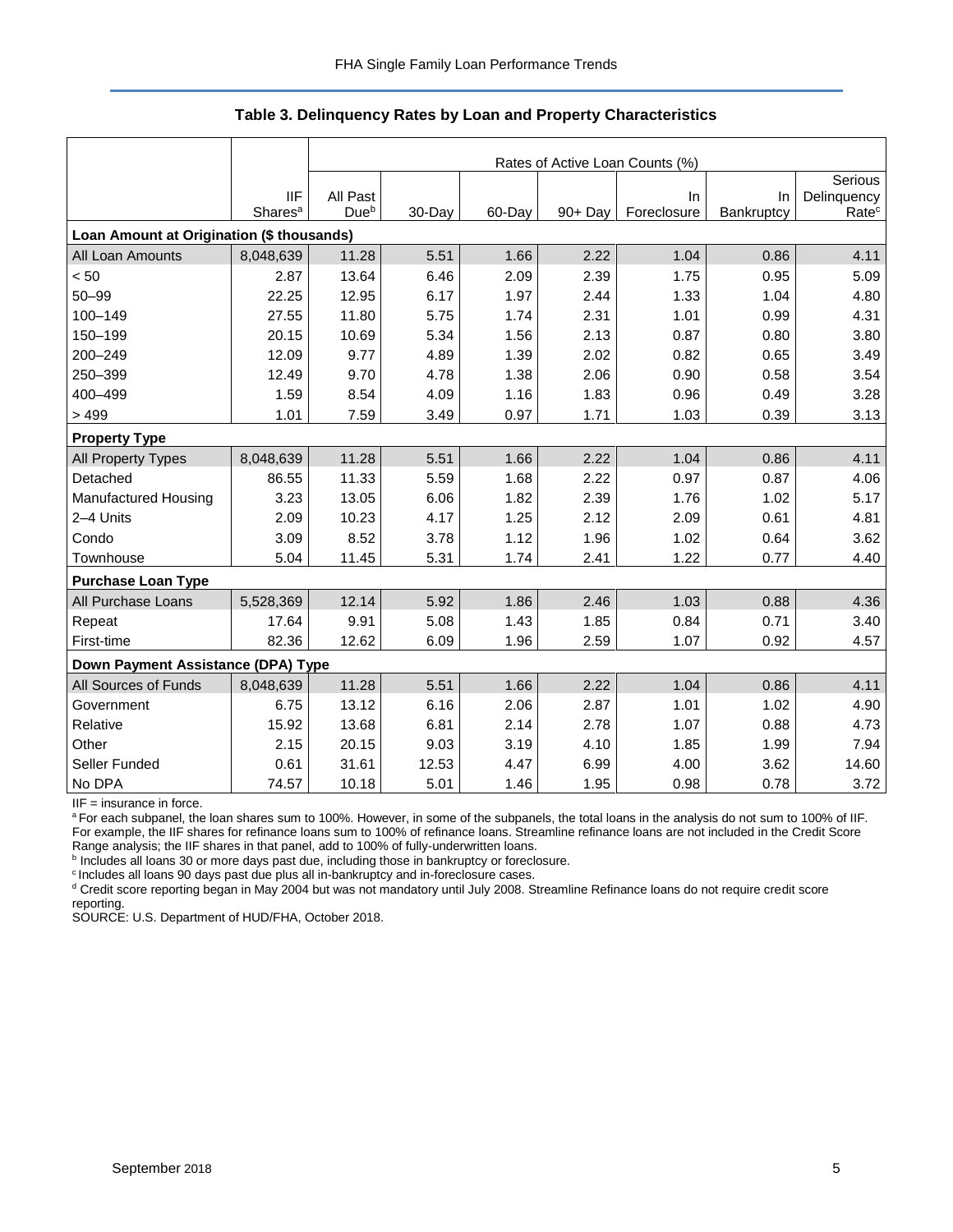**Table 3. Delinquency Rates by Loan and Property Characteristics**

| | | Rates of Active Loan Counts (%) | | | | | | |
|---|---|---|---|---|---|---|---|---|
| | IIF Shares[a] | All Past Due[b] | 30-Day | 60-Day | 90+ Day | In Foreclosure | In Bankruptcy | Serious Delinquency Rate[c] |
| **Loan Amount at Origination ($ thousands)** | | | | | | | | |
| All Loan Amounts | 8,048,639 | 11.28 | 5.51 | 1.66 | 2.22 | 1.04 | 0.86 | 4.11 |
| < 50 | 2.87 | 13.64 | 6.46 | 2.09 | 2.39 | 1.75 | 0.95 | 5.09 |
| 50–99 | 22.25 | 12.95 | 6.17 | 1.97 | 2.44 | 1.33 | 1.04 | 4.80 |
| 100–149 | 27.55 | 11.80 | 5.75 | 1.74 | 2.31 | 1.01 | 0.99 | 4.31 |
| 150–199 | 20.15 | 10.69 | 5.34 | 1.56 | 2.13 | 0.87 | 0.80 | 3.80 |
| 200–249 | 12.09 | 9.77 | 4.89 | 1.39 | 2.02 | 0.82 | 0.65 | 3.49 |
| 250–399 | 12.49 | 9.70 | 4.78 | 1.38 | 2.06 | 0.90 | 0.58 | 3.54 |
| 400–499 | 1.59 | 8.54 | 4.09 | 1.16 | 1.83 | 0.96 | 0.49 | 3.28 |
| > 499 | 1.01 | 7.59 | 3.49 | 0.97 | 1.71 | 1.03 | 0.39 | 3.13 |
| **Property Type** | | | | | | | | |
| All Property Types | 8,048,639 | 11.28 | 5.51 | 1.66 | 2.22 | 1.04 | 0.86 | 4.11 |
| Detached | 86.55 | 11.33 | 5.59 | 1.68 | 2.22 | 0.97 | 0.87 | 4.06 |
| Manufactured Housing | 3.23 | 13.05 | 6.06 | 1.82 | 2.39 | 1.76 | 1.02 | 5.17 |
| 2–4 Units | 2.09 | 10.23 | 4.17 | 1.25 | 2.12 | 2.09 | 0.61 | 4.81 |
| Condo | 3.09 | 8.52 | 3.78 | 1.12 | 1.96 | 1.02 | 0.64 | 3.62 |
| Townhouse | 5.04 | 11.45 | 5.31 | 1.74 | 2.41 | 1.22 | 0.77 | 4.40 |
| **Purchase Loan Type** | | | | | | | | |
| All Purchase Loans | 5,528,369 | 12.14 | 5.92 | 1.86 | 2.46 | 1.03 | 0.88 | 4.36 |
| Repeat | 17.64 | 9.91 | 5.08 | 1.43 | 1.85 | 0.84 | 0.71 | 3.40 |
| First-time | 82.36 | 12.62 | 6.09 | 1.96 | 2.59 | 1.07 | 0.92 | 4.57 |
| **Down Payment Assistance (DPA) Type** | | | | | | | | |
| All Sources of Funds | 8,048,639 | 11.28 | 5.51 | 1.66 | 2.22 | 1.04 | 0.86 | 4.11 |
| Government | 6.75 | 13.12 | 6.16 | 2.06 | 2.87 | 1.01 | 1.02 | 4.90 |
| Relative | 15.92 | 13.68 | 6.81 | 2.14 | 2.78 | 1.07 | 0.88 | 4.73 |
| Other | 2.15 | 20.15 | 9.03 | 3.19 | 4.10 | 1.85 | 1.99 | 7.94 |
| Seller Funded | 0.61 | 31.61 | 12.53 | 4.47 | 6.99 | 4.00 | 3.62 | 14.60 |
| No DPA | 74.57 | 10.18 | 5.01 | 1.46 | 1.95 | 0.98 | 0.78 | 3.72 |

IIF = insurance in force.

[a] For each subpanel, the loan shares sum to 100%. However, in some of the subpanels, the total loans in the analysis do not sum to 100% of IIF. For example, the IIF shares for refinance loans sum to 100% of refinance loans. Streamline refinance loans are not included in the Credit Score Range analysis; the IIF shares in that panel, add to 100% of fully-underwritten loans.

[b] Includes all loans 30 or more days past due, including those in bankruptcy or foreclosure.

[c] Includes all loans 90 days past due plus all in-bankruptcy and in-foreclosure cases.

[d] Credit score reporting began in May 2004 but was not mandatory until July 2008. Streamline Refinance loans do not require credit score reporting.

SOURCE: U.S. Department of HUD/FHA, October 2018.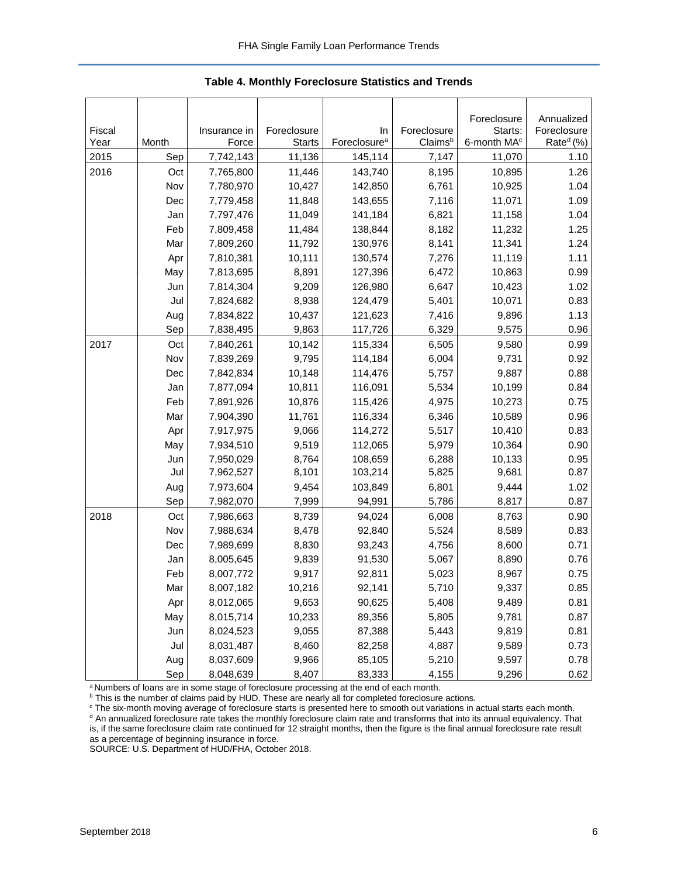### Table 4. Monthly Foreclosure Statistics and Trends

| Fiscal Year | Month | Insurance in Force | Foreclosure Starts | In Foreclosure[a] | Foreclosure Claims[b] | Foreclosure Starts: 6-month MA[c] | Annualized Foreclosure Rate[d] (%) |
|---|---|---|---|---|---|---|---|
| 2015 | Sep | 7,742,143 | 11,136 | 145,114 | 7,147 | 11,070 | 1.10 |
| 2016 | Oct | 7,765,800 | 11,446 | 143,740 | 8,195 | 10,895 | 1.26 |
| | Nov | 7,780,970 | 10,427 | 142,850 | 6,761 | 10,925 | 1.04 |
| | Dec | 7,779,458 | 11,848 | 143,655 | 7,116 | 11,071 | 1.09 |
| | Jan | 7,797,476 | 11,049 | 141,184 | 6,821 | 11,158 | 1.04 |
| | Feb | 7,809,458 | 11,484 | 138,844 | 8,182 | 11,232 | 1.25 |
| | Mar | 7,809,260 | 11,792 | 130,976 | 8,141 | 11,341 | 1.24 |
| | Apr | 7,810,381 | 10,111 | 130,574 | 7,276 | 11,119 | 1.11 |
| | May | 7,813,695 | 8,891 | 127,396 | 6,472 | 10,863 | 0.99 |
| | Jun | 7,814,304 | 9,209 | 126,980 | 6,647 | 10,423 | 1.02 |
| | Jul | 7,824,682 | 8,938 | 124,479 | 5,401 | 10,071 | 0.83 |
| | Aug | 7,834,822 | 10,437 | 121,623 | 7,416 | 9,896 | 1.13 |
| | Sep | 7,838,495 | 9,863 | 117,726 | 6,329 | 9,575 | 0.96 |
| 2017 | Oct | 7,840,261 | 10,142 | 115,334 | 6,505 | 9,580 | 0.99 |
| | Nov | 7,839,269 | 9,795 | 114,184 | 6,004 | 9,731 | 0.92 |
| | Dec | 7,842,834 | 10,148 | 114,476 | 5,757 | 9,887 | 0.88 |
| | Jan | 7,877,094 | 10,811 | 116,091 | 5,534 | 10,199 | 0.84 |
| | Feb | 7,891,926 | 10,876 | 115,426 | 4,975 | 10,273 | 0.75 |
| | Mar | 7,904,390 | 11,761 | 116,334 | 6,346 | 10,589 | 0.96 |
| | Apr | 7,917,975 | 9,066 | 114,272 | 5,517 | 10,410 | 0.83 |
| | May | 7,934,510 | 9,519 | 112,065 | 5,979 | 10,364 | 0.90 |
| | Jun | 7,950,029 | 8,764 | 108,659 | 6,288 | 10,133 | 0.95 |
| | Jul | 7,962,527 | 8,101 | 103,214 | 5,825 | 9,681 | 0.87 |
| | Aug | 7,973,604 | 9,454 | 103,849 | 6,801 | 9,444 | 1.02 |
| | Sep | 7,982,070 | 7,999 | 94,991 | 5,786 | 8,817 | 0.87 |
| 2018 | Oct | 7,986,663 | 8,739 | 94,024 | 6,008 | 8,763 | 0.90 |
| | Nov | 7,988,634 | 8,478 | 92,840 | 5,524 | 8,589 | 0.83 |
| | Dec | 7,989,699 | 8,830 | 93,243 | 4,756 | 8,600 | 0.71 |
| | Jan | 8,005,645 | 9,839 | 91,530 | 5,067 | 8,890 | 0.76 |
| | Feb | 8,007,772 | 9,917 | 92,811 | 5,023 | 8,967 | 0.75 |
| | Mar | 8,007,182 | 10,216 | 92,141 | 5,710 | 9,337 | 0.85 |
| | Apr | 8,012,065 | 9,653 | 90,625 | 5,408 | 9,489 | 0.81 |
| | May | 8,015,714 | 10,233 | 89,356 | 5,805 | 9,781 | 0.87 |
| | Jun | 8,024,523 | 9,055 | 87,388 | 5,443 | 9,819 | 0.81 |
| | Jul | 8,031,487 | 8,460 | 82,258 | 4,887 | 9,589 | 0.73 |
| | Aug | 8,037,609 | 9,966 | 85,105 | 5,210 | 9,597 | 0.78 |
| | Sep | 8,048,639 | 8,407 | 83,333 | 4,155 | 9,296 | 0.62 |

[a] Numbers of loans are in some stage of foreclosure processing at the end of each month.
[b] This is the number of claims paid by HUD. These are nearly all for completed foreclosure actions.
[c] The six-month moving average of foreclosure starts is presented here to smooth out variations in actual starts each month.
[d] An annualized foreclosure rate takes the monthly foreclosure claim rate and transforms that into its annual equivalency. That is, if the same foreclosure claim rate continued for 12 straight months, then the figure is the final annual foreclosure rate result as a percentage of beginning insurance in force.
SOURCE: U.S. Department of HUD/FHA, October 2018.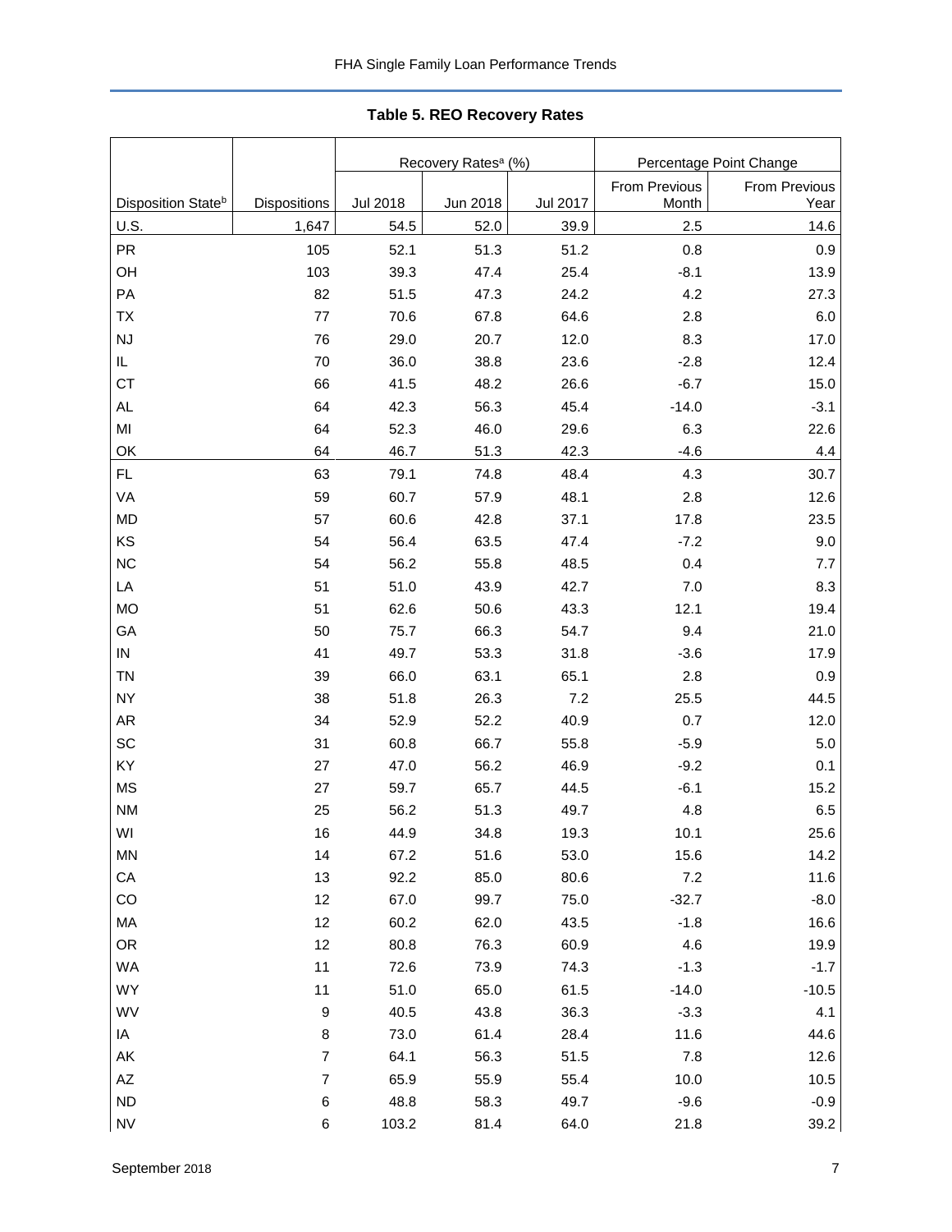**Table 5. REO Recovery Rates**

| Disposition State[b] | Dispositions | Recovery Rates[a] (%) | | | Percentage Point Change | |
|---|---|---|---|---|---|---|
| | | Jul 2018 | Jun 2018 | Jul 2017 | From Previous Month | From Previous Year |
| U.S. | 1,647 | 54.5 | 52.0 | 39.9 | 2.5 | 14.6 |
| PR | 105 | 52.1 | 51.3 | 51.2 | 0.8 | 0.9 |
| OH | 103 | 39.3 | 47.4 | 25.4 | -8.1 | 13.9 |
| PA | 82 | 51.5 | 47.3 | 24.2 | 4.2 | 27.3 |
| TX | 77 | 70.6 | 67.8 | 64.6 | 2.8 | 6.0 |
| NJ | 76 | 29.0 | 20.7 | 12.0 | 8.3 | 17.0 |
| IL | 70 | 36.0 | 38.8 | 23.6 | -2.8 | 12.4 |
| CT | 66 | 41.5 | 48.2 | 26.6 | -6.7 | 15.0 |
| AL | 64 | 42.3 | 56.3 | 45.4 | -14.0 | -3.1 |
| MI | 64 | 52.3 | 46.0 | 29.6 | 6.3 | 22.6 |
| OK | 64 | 46.7 | 51.3 | 42.3 | -4.6 | 4.4 |
| FL | 63 | 79.1 | 74.8 | 48.4 | 4.3 | 30.7 |
| VA | 59 | 60.7 | 57.9 | 48.1 | 2.8 | 12.6 |
| MD | 57 | 60.6 | 42.8 | 37.1 | 17.8 | 23.5 |
| KS | 54 | 56.4 | 63.5 | 47.4 | -7.2 | 9.0 |
| NC | 54 | 56.2 | 55.8 | 48.5 | 0.4 | 7.7 |
| LA | 51 | 51.0 | 43.9 | 42.7 | 7.0 | 8.3 |
| MO | 51 | 62.6 | 50.6 | 43.3 | 12.1 | 19.4 |
| GA | 50 | 75.7 | 66.3 | 54.7 | 9.4 | 21.0 |
| IN | 41 | 49.7 | 53.3 | 31.8 | -3.6 | 17.9 |
| TN | 39 | 66.0 | 63.1 | 65.1 | 2.8 | 0.9 |
| NY | 38 | 51.8 | 26.3 | 7.2 | 25.5 | 44.5 |
| AR | 34 | 52.9 | 52.2 | 40.9 | 0.7 | 12.0 |
| SC | 31 | 60.8 | 66.7 | 55.8 | -5.9 | 5.0 |
| KY | 27 | 47.0 | 56.2 | 46.9 | -9.2 | 0.1 |
| MS | 27 | 59.7 | 65.7 | 44.5 | -6.1 | 15.2 |
| NM | 25 | 56.2 | 51.3 | 49.7 | 4.8 | 6.5 |
| WI | 16 | 44.9 | 34.8 | 19.3 | 10.1 | 25.6 |
| MN | 14 | 67.2 | 51.6 | 53.0 | 15.6 | 14.2 |
| CA | 13 | 92.2 | 85.0 | 80.6 | 7.2 | 11.6 |
| CO | 12 | 67.0 | 99.7 | 75.0 | -32.7 | -8.0 |
| MA | 12 | 60.2 | 62.0 | 43.5 | -1.8 | 16.6 |
| OR | 12 | 80.8 | 76.3 | 60.9 | 4.6 | 19.9 |
| WA | 11 | 72.6 | 73.9 | 74.3 | -1.3 | -1.7 |
| WY | 11 | 51.0 | 65.0 | 61.5 | -14.0 | -10.5 |
| WV | 9 | 40.5 | 43.8 | 36.3 | -3.3 | 4.1 |
| IA | 8 | 73.0 | 61.4 | 28.4 | 11.6 | 44.6 |
| AK | 7 | 64.1 | 56.3 | 51.5 | 7.8 | 12.6 |
| AZ | 7 | 65.9 | 55.9 | 55.4 | 10.0 | 10.5 |
| ND | 6 | 48.8 | 58.3 | 49.7 | -9.6 | -0.9 |
| NV | 6 | 103.2 | 81.4 | 64.0 | 21.8 | 39.2 |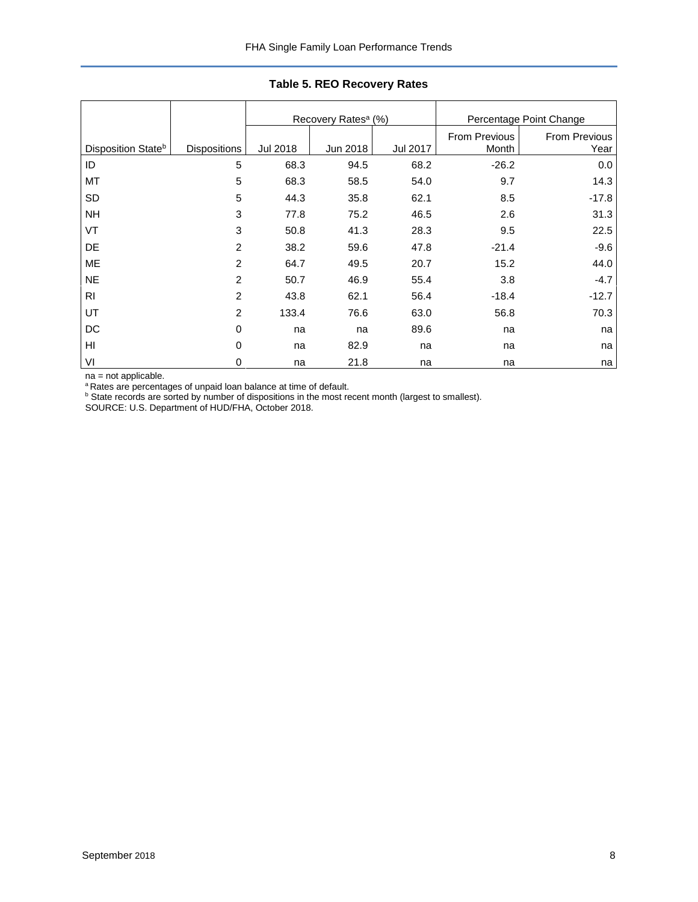**Table 5. REO Recovery Rates**

| | | Recovery Rates[a] (%) | | | Percentage Point Change | |
|---|---|---|---|---|---|---|
| Disposition State[b] | Dispositions | Jul 2018 | Jun 2018 | Jul 2017 | From Previous Month | From Previous Year |
| ID | 5 | 68.3 | 94.5 | 68.2 | -26.2 | 0.0 |
| MT | 5 | 68.3 | 58.5 | 54.0 | 9.7 | 14.3 |
| SD | 5 | 44.3 | 35.8 | 62.1 | 8.5 | -17.8 |
| NH | 3 | 77.8 | 75.2 | 46.5 | 2.6 | 31.3 |
| VT | 3 | 50.8 | 41.3 | 28.3 | 9.5 | 22.5 |
| DE | 2 | 38.2 | 59.6 | 47.8 | -21.4 | -9.6 |
| ME | 2 | 64.7 | 49.5 | 20.7 | 15.2 | 44.0 |
| NE | 2 | 50.7 | 46.9 | 55.4 | 3.8 | -4.7 |
| RI | 2 | 43.8 | 62.1 | 56.4 | -18.4 | -12.7 |
| UT | 2 | 133.4 | 76.6 | 63.0 | 56.8 | 70.3 |
| DC | 0 | na | na | 89.6 | na | na |
| HI | 0 | na | 82.9 | na | na | na |
| VI | 0 | na | 21.8 | na | na | na |

na = not applicable.

[a] Rates are percentages of unpaid loan balance at time of default.

[b] State records are sorted by number of dispositions in the most recent month (largest to smallest).

SOURCE: U.S. Department of HUD/FHA, October 2018.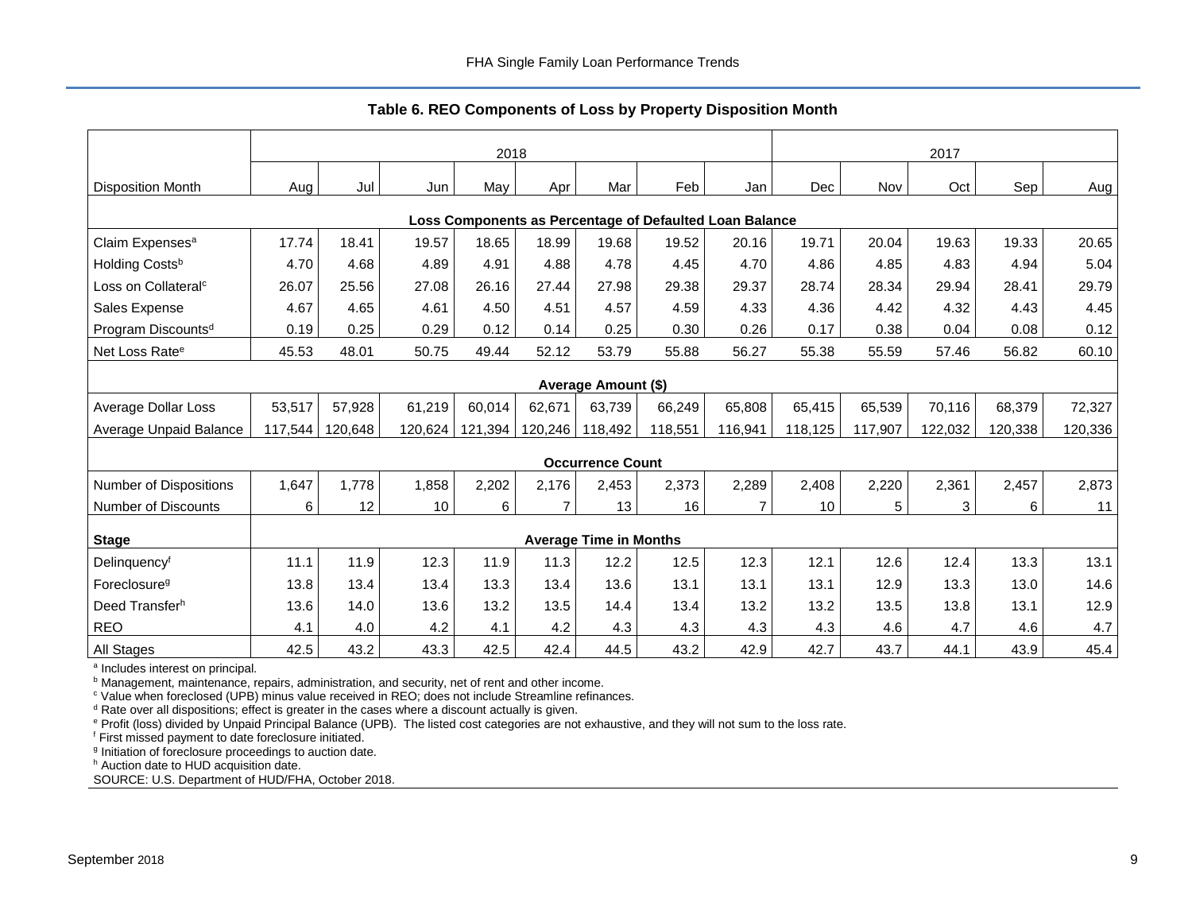## Table 6. REO Components of Loss by Property Disposition Month

| | 2018 | | | | | | | | 2017 | | | | |
|---|---|---|---|---|---|---|---|---|---|---|---|---|---|
| Disposition Month | Aug | Jul | Jun | May | Apr | Mar | Feb | Jan | Dec | Nov | Oct | Sep | Aug |
| **Loss Components as Percentage of Defaulted Loan Balance** | | | | | | | | | | | | | |
| Claim Expenses[a] | 17.74 | 18.41 | 19.57 | 18.65 | 18.99 | 19.68 | 19.52 | 20.16 | 19.71 | 20.04 | 19.63 | 19.33 | 20.65 |
| Holding Costs[b] | 4.70 | 4.68 | 4.89 | 4.91 | 4.88 | 4.78 | 4.45 | 4.70 | 4.86 | 4.85 | 4.83 | 4.94 | 5.04 |
| Loss on Collateral[c] | 26.07 | 25.56 | 27.08 | 26.16 | 27.44 | 27.98 | 29.38 | 29.37 | 28.74 | 28.34 | 29.94 | 28.41 | 29.79 |
| Sales Expense | 4.67 | 4.65 | 4.61 | 4.50 | 4.51 | 4.57 | 4.59 | 4.33 | 4.36 | 4.42 | 4.32 | 4.43 | 4.45 |
| Program Discounts[d] | 0.19 | 0.25 | 0.29 | 0.12 | 0.14 | 0.25 | 0.30 | 0.26 | 0.17 | 0.38 | 0.04 | 0.08 | 0.12 |
| Net Loss Rate[e] | 45.53 | 48.01 | 50.75 | 49.44 | 52.12 | 53.79 | 55.88 | 56.27 | 55.38 | 55.59 | 57.46 | 56.82 | 60.10 |
| **Average Amount ($)** | | | | | | | | | | | | | |
| Average Dollar Loss | 53,517 | 57,928 | 61,219 | 60,014 | 62,671 | 63,739 | 66,249 | 65,808 | 65,415 | 65,539 | 70,116 | 68,379 | 72,327 |
| Average Unpaid Balance | 117,544 | 120,648 | 120,624 | 121,394 | 120,246 | 118,492 | 118,551 | 116,941 | 118,125 | 117,907 | 122,032 | 120,338 | 120,336 |
| **Occurrence Count** | | | | | | | | | | | | | |
| Number of Dispositions | 1,647 | 1,778 | 1,858 | 2,202 | 2,176 | 2,453 | 2,373 | 2,289 | 2,408 | 2,220 | 2,361 | 2,457 | 2,873 |
| Number of Discounts | 6 | 12 | 10 | 6 | 7 | 13 | 16 | 7 | 10 | 5 | 3 | 6 | 11 |
| **Stage** | **Average Time in Months** | | | | | | | | | | | | |
| Delinquency[f] | 11.1 | 11.9 | 12.3 | 11.9 | 11.3 | 12.2 | 12.5 | 12.3 | 12.1 | 12.6 | 12.4 | 13.3 | 13.1 |
| Foreclosure[g] | 13.8 | 13.4 | 13.4 | 13.3 | 13.4 | 13.6 | 13.1 | 13.1 | 13.1 | 12.9 | 13.3 | 13.0 | 14.6 |
| Deed Transfer[h] | 13.6 | 14.0 | 13.6 | 13.2 | 13.5 | 14.4 | 13.4 | 13.2 | 13.2 | 13.5 | 13.8 | 13.1 | 12.9 |
| REO | 4.1 | 4.0 | 4.2 | 4.1 | 4.2 | 4.3 | 4.3 | 4.3 | 4.3 | 4.6 | 4.7 | 4.6 | 4.7 |
| All Stages | 42.5 | 43.2 | 43.3 | 42.5 | 42.4 | 44.5 | 43.2 | 42.9 | 42.7 | 43.7 | 44.1 | 43.9 | 45.4 |

[a] Includes interest on principal.
[b] Management, maintenance, repairs, administration, and security, net of rent and other income.
[c] Value when foreclosed (UPB) minus value received in REO; does not include Streamline refinances.
[d] Rate over all dispositions; effect is greater in the cases where a discount actually is given.
[e] Profit (loss) divided by Unpaid Principal Balance (UPB). The listed cost categories are not exhaustive, and they will not sum to the loss rate.
[f] First missed payment to date foreclosure initiated.
[g] Initiation of foreclosure proceedings to auction date.
[h] Auction date to HUD acquisition date.
SOURCE: U.S. Department of HUD/FHA, October 2018.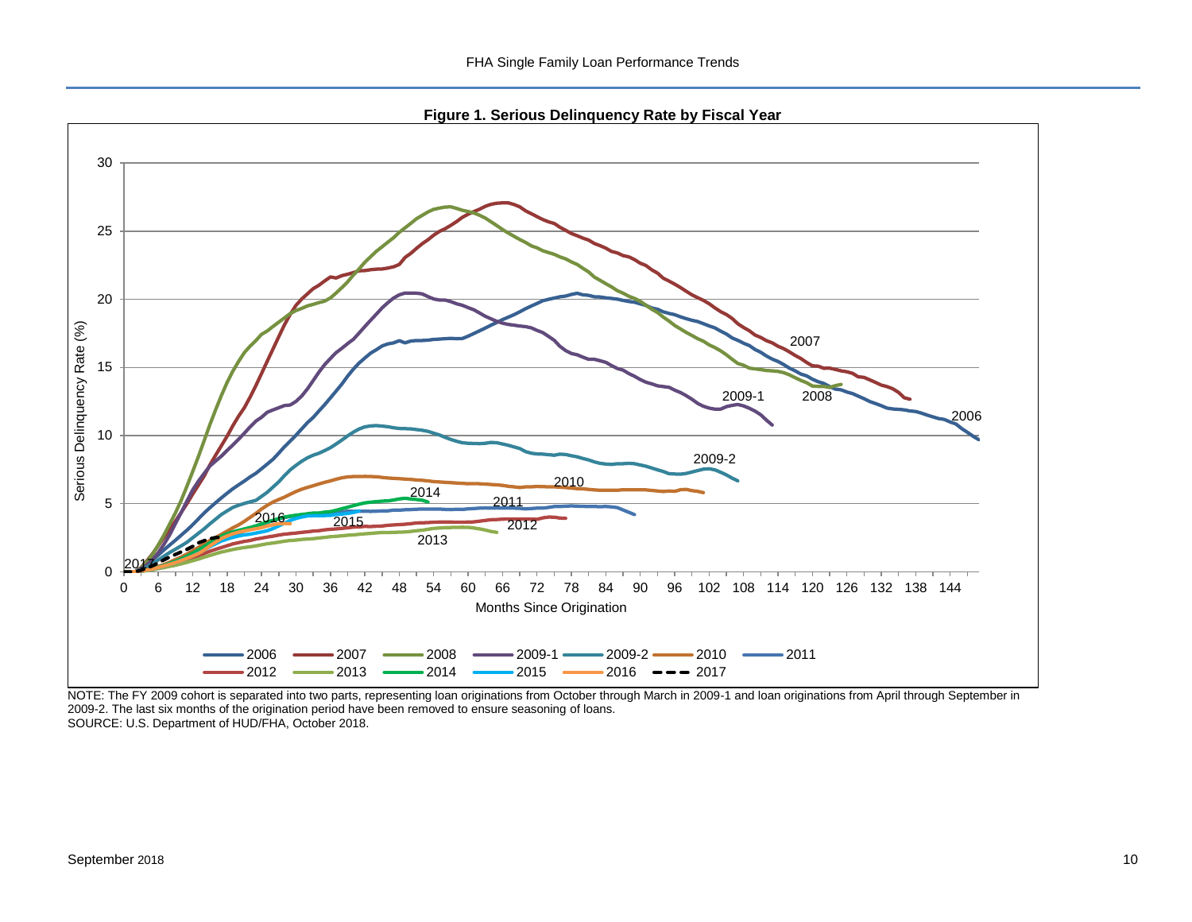**Figure 1. Serious Delinquency Rate by Fiscal Year**

NOTE: The FY 2009 cohort is separated into two parts, representing loan originations from October through March in 2009-1 and loan originations from April through September in 2009-2. The last six months of the origination period have been removed to ensure seasoning of loans.
SOURCE: U.S. Department of HUD/FHA, October 2018.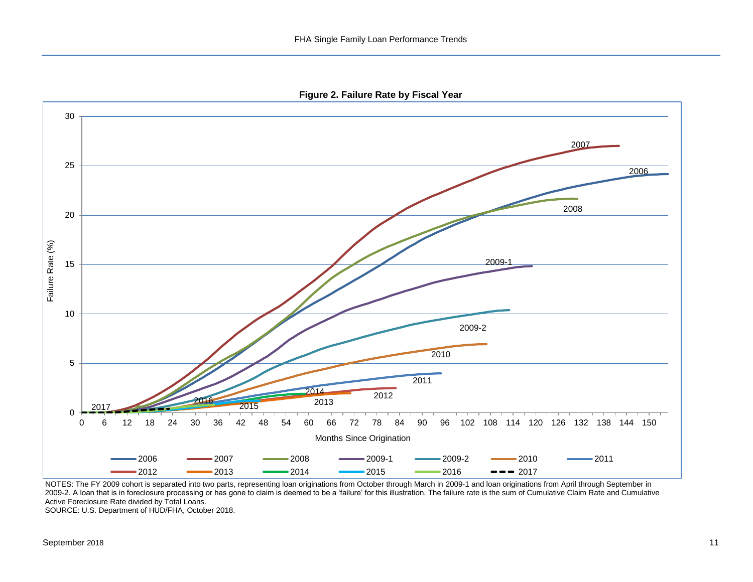**Figure 2. Failure Rate by Fiscal Year**

Failure Rate (%)

30
25
20
15
10
5
0

Months Since Origination

0 6 12 18 24 30 36 42 48 54 60 66 72 78 84 90 96 102 108 114 120 126 132 138 144 150

2007
2006
2008
2009-1
2009-2
2010
2011
2012
2013
2014
2015
2016
2017

Legend: 2006, 2007, 2008, 2009-1, 2009-2, 2010, 2011, 2012, 2013, 2014, 2015, 2016, 2017

NOTES: The FY 2009 cohort is separated into two parts, representing loan originations from October through March in 2009-1 and loan originations from April through September in 2009-2. A loan that is in foreclosure processing or has gone to claim is deemed to be a 'failure' for this illustration. The failure rate is the sum of Cumulative Claim Rate and Cumulative Active Foreclosure Rate divided by Total Loans.

SOURCE: U.S. Department of HUD/FHA, October 2018.